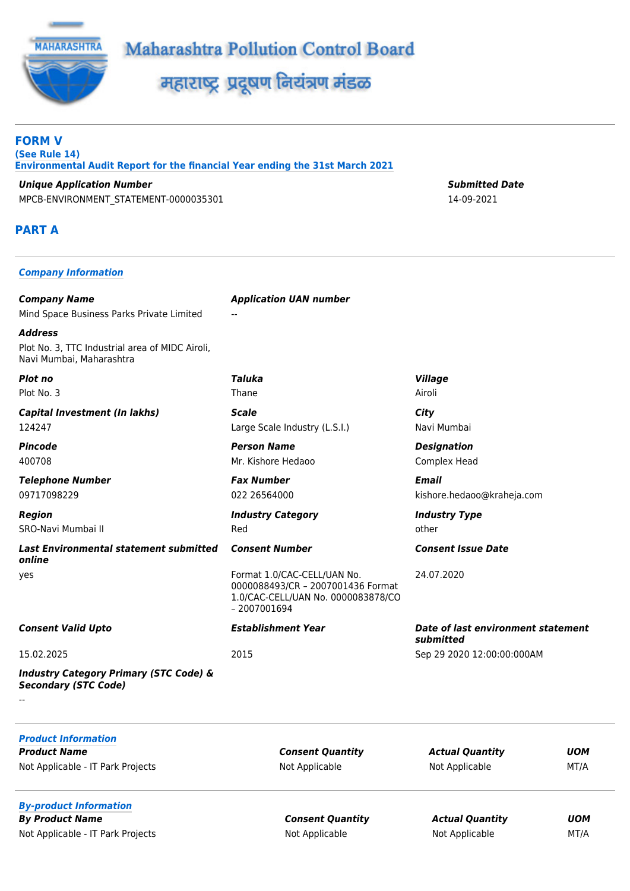Maharashtra Pollution Control Board

महाराष्ट्र प्रदूषण नियंत्रण मंडळ

# FORM V

**(See Rule 14)**

**Environmental Audit Report for the financial Year ending the 31st March 2021**

| Unique Application Number | Submitted Date |
|---|---|
| MPCB-ENVIRONMENT_STATEMENT-0000035301 | 14-09-2021 |

## PART A

### Company Information

**Company Name**
Mind Space Business Parks Private Limited

**Application UAN number**
--

**Address**
Plot No. 3, TTC Industrial area of MIDC Airoli, Navi Mumbai, Maharashtra

**Plot no**
Plot No. 3

**Taluka**
Thane

**Village**
Airoli

**Capital Investment (In lakhs)**
124247

**Scale**
Large Scale Industry (L.S.I.)

**City**
Navi Mumbai

**Pincode**
400708

**Person Name**
Mr. Kishore Hedaoo

**Designation**
Complex Head

**Telephone Number**
09717098229

**Fax Number**
022 26564000

**Email**
kishore.hedaoo@kraheja.com

**Region**
SRO-Navi Mumbai II

**Industry Category**
Red

**Industry Type**
other

**Last Environmental statement submitted online**
yes

**Consent Number**
Format 1.0/CAC-CELL/UAN No. 0000088493/CR – 2007001436 Format 1.0/CAC-CELL/UAN No. 0000083878/CO – 2007001694

**Consent Issue Date**
24.07.2020

**Consent Valid Upto**
15.02.2025

**Establishment Year**
2015

**Date of last environment statement submitted**
Sep 29 2020 12:00:00:000AM

**Industry Category Primary (STC Code) & Secondary (STC Code)**
--

### Product Information

| Product Name | Consent Quantity | Actual Quantity | UOM |
|---|---|---|---|
| Not Applicable - IT Park Projects | Not Applicable | Not Applicable | MT/A |

### By-product Information

| By Product Name | Consent Quantity | Actual Quantity | UOM |
|---|---|---|---|
| Not Applicable - IT Park Projects | Not Applicable | Not Applicable | MT/A |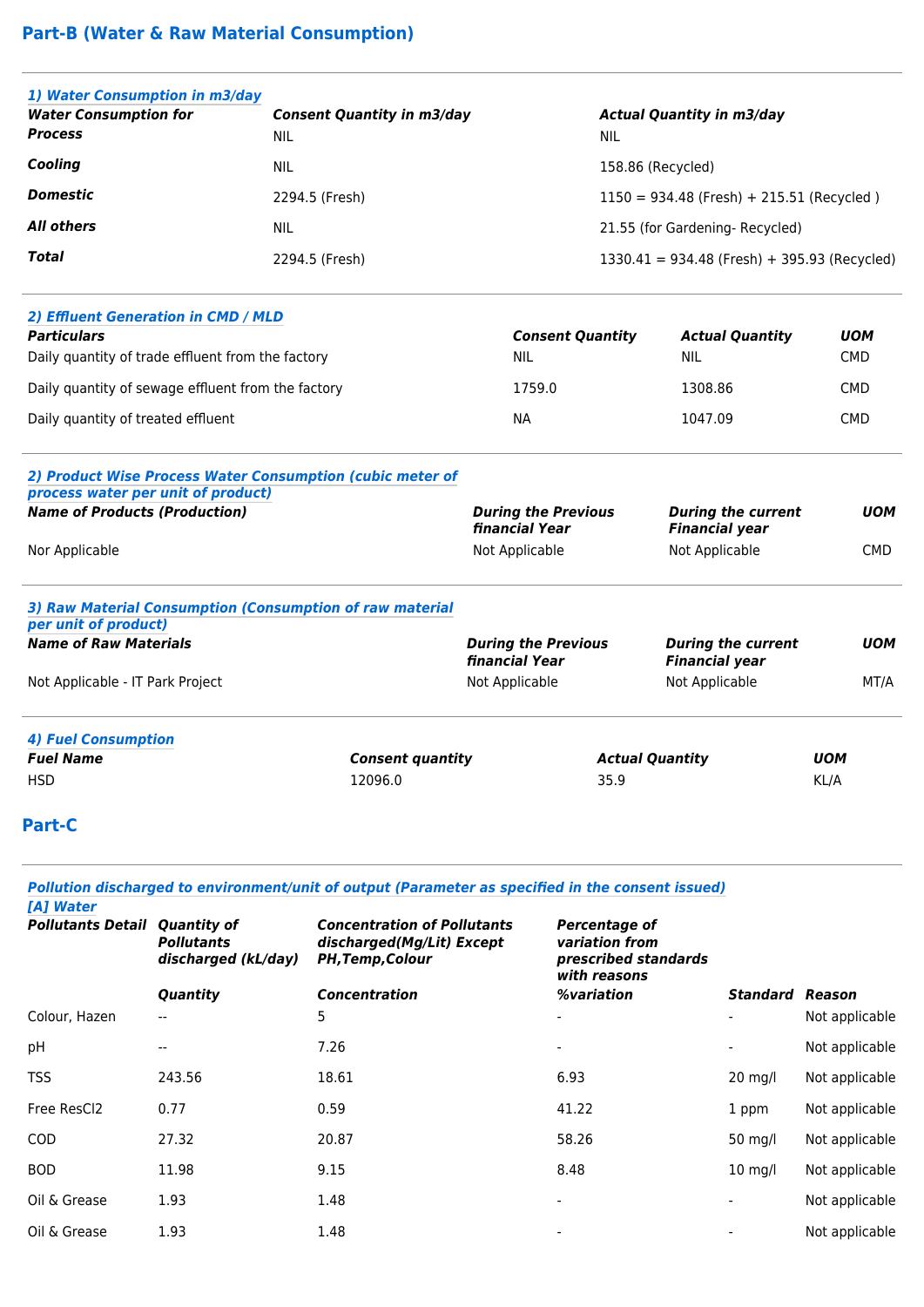## Part-B (Water & Raw Material Consumption)

### 1) Water Consumption in m3/day

| Water Consumption for | Consent Quantity in m3/day | Actual Quantity in m3/day |
|---|---|---|
| **Process** | NIL | NIL |
| **Cooling** | NIL | 158.86 (Recycled) |
| **Domestic** | 2294.5 (Fresh) | 1150 = 934.48 (Fresh) + 215.51 (Recycled ) |
| **All others** | NIL | 21.55 (for Gardening- Recycled) |
| **Total** | 2294.5 (Fresh) | 1330.41 = 934.48 (Fresh) + 395.93 (Recycled) |

### 2) Effluent Generation in CMD / MLD

| Particulars | Consent Quantity | Actual Quantity | UOM |
|---|---|---|---|
| Daily quantity of trade effluent from the factory | NIL | NIL | CMD |
| Daily quantity of sewage effluent from the factory | 1759.0 | 1308.86 | CMD |
| Daily quantity of treated effluent | NA | 1047.09 | CMD |

### 2) Product Wise Process Water Consumption (cubic meter of process water per unit of product)

| Name of Products (Production) | During the Previous financial Year | During the current Financial year | UOM |
|---|---|---|---|
| Nor Applicable | Not Applicable | Not Applicable | CMD |

### 3) Raw Material Consumption (Consumption of raw material per unit of product)

| Name of Raw Materials | During the Previous financial Year | During the current Financial year | UOM |
|---|---|---|---|
| Not Applicable - IT Park Project | Not Applicable | Not Applicable | MT/A |

### 4) Fuel Consumption

| Fuel Name | Consent quantity | Actual Quantity | UOM |
|---|---|---|---|
| HSD | 12096.0 | 35.9 | KL/A |

## Part-C

### Pollution discharged to environment/unit of output (Parameter as specified in the consent issued)

#### [A] Water

| Pollutants Detail | Quantity of Pollutants discharged (kL/day) | Concentration of Pollutants discharged(Mg/Lit) Except PH,Temp,Colour | Percentage of variation from prescribed standards with reasons | | |
|---|---|---|---|---|---|
| | Quantity | Concentration | %variation | Standard | Reason |
| Colour, Hazen | -- | 5 | - | - | Not applicable |
| pH | -- | 7.26 | - | - | Not applicable |
| TSS | 243.56 | 18.61 | 6.93 | 20 mg/l | Not applicable |
| Free ResCl2 | 0.77 | 0.59 | 41.22 | 1 ppm | Not applicable |
| COD | 27.32 | 20.87 | 58.26 | 50 mg/l | Not applicable |
| BOD | 11.98 | 9.15 | 8.48 | 10 mg/l | Not applicable |
| Oil & Grease | 1.93 | 1.48 | - | - | Not applicable |
| Oil & Grease | 1.93 | 1.48 | - | - | Not applicable |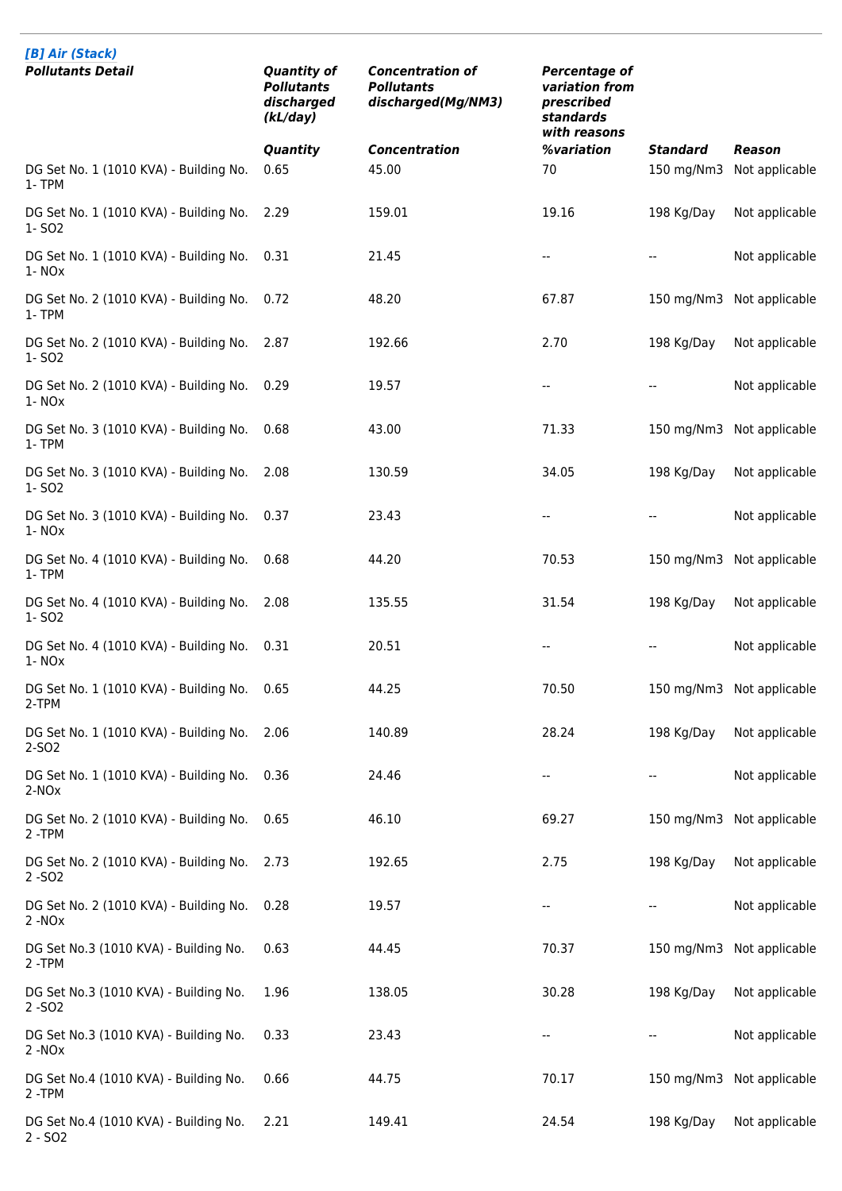### [B] Air (Stack)

| Pollutants Detail | Quantity of Pollutants discharged (kL/day) | Concentration of Pollutants discharged(Mg/NM3) | Percentage of variation from prescribed standards with reasons | | |
|---|---|---|---|---|---|
| | Quantity | Concentration | %variation | Standard | Reason |
| DG Set No. 1 (1010 KVA) - Building No. 1- TPM | 0.65 | 45.00 | 70 | 150 mg/Nm3 | Not applicable |
| DG Set No. 1 (1010 KVA) - Building No. 1- SO2 | 2.29 | 159.01 | 19.16 | 198 Kg/Day | Not applicable |
| DG Set No. 1 (1010 KVA) - Building No. 1- NOx | 0.31 | 21.45 | -- | -- | Not applicable |
| DG Set No. 2 (1010 KVA) - Building No. 1- TPM | 0.72 | 48.20 | 67.87 | 150 mg/Nm3 | Not applicable |
| DG Set No. 2 (1010 KVA) - Building No. 1- SO2 | 2.87 | 192.66 | 2.70 | 198 Kg/Day | Not applicable |
| DG Set No. 2 (1010 KVA) - Building No. 1- NOx | 0.29 | 19.57 | -- | -- | Not applicable |
| DG Set No. 3 (1010 KVA) - Building No. 1- TPM | 0.68 | 43.00 | 71.33 | 150 mg/Nm3 | Not applicable |
| DG Set No. 3 (1010 KVA) - Building No. 1- SO2 | 2.08 | 130.59 | 34.05 | 198 Kg/Day | Not applicable |
| DG Set No. 3 (1010 KVA) - Building No. 1- NOx | 0.37 | 23.43 | -- | -- | Not applicable |
| DG Set No. 4 (1010 KVA) - Building No. 1- TPM | 0.68 | 44.20 | 70.53 | 150 mg/Nm3 | Not applicable |
| DG Set No. 4 (1010 KVA) - Building No. 1- SO2 | 2.08 | 135.55 | 31.54 | 198 Kg/Day | Not applicable |
| DG Set No. 4 (1010 KVA) - Building No. 1- NOx | 0.31 | 20.51 | -- | -- | Not applicable |
| DG Set No. 1 (1010 KVA) - Building No. 2-TPM | 0.65 | 44.25 | 70.50 | 150 mg/Nm3 | Not applicable |
| DG Set No. 1 (1010 KVA) - Building No. 2-SO2 | 2.06 | 140.89 | 28.24 | 198 Kg/Day | Not applicable |
| DG Set No. 1 (1010 KVA) - Building No. 2-NOx | 0.36 | 24.46 | -- | -- | Not applicable |
| DG Set No. 2 (1010 KVA) - Building No. 2 -TPM | 0.65 | 46.10 | 69.27 | 150 mg/Nm3 | Not applicable |
| DG Set No. 2 (1010 KVA) - Building No. 2 -SO2 | 2.73 | 192.65 | 2.75 | 198 Kg/Day | Not applicable |
| DG Set No. 2 (1010 KVA) - Building No. 2 -NOx | 0.28 | 19.57 | -- | -- | Not applicable |
| DG Set No.3 (1010 KVA) - Building No. 2 -TPM | 0.63 | 44.45 | 70.37 | 150 mg/Nm3 | Not applicable |
| DG Set No.3 (1010 KVA) - Building No. 2 -SO2 | 1.96 | 138.05 | 30.28 | 198 Kg/Day | Not applicable |
| DG Set No.3 (1010 KVA) - Building No. 2 -NOx | 0.33 | 23.43 | -- | -- | Not applicable |
| DG Set No.4 (1010 KVA) - Building No. 2 -TPM | 0.66 | 44.75 | 70.17 | 150 mg/Nm3 | Not applicable |
| DG Set No.4 (1010 KVA) - Building No. 2 - SO2 | 2.21 | 149.41 | 24.54 | 198 Kg/Day | Not applicable |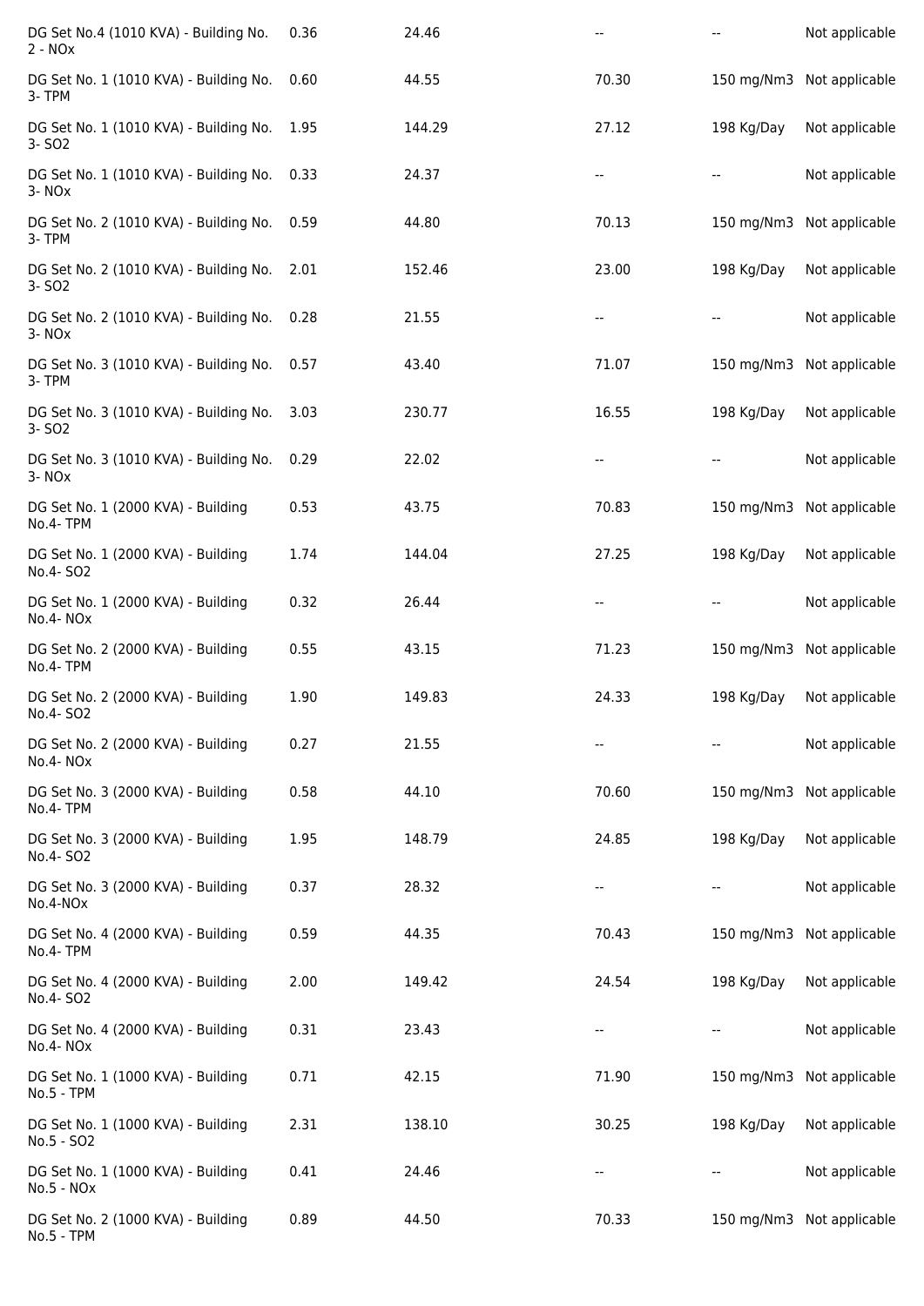| | | | | | |
|---|---|---|---|---|---|
| DG Set No.4 (1010 KVA) - Building No. 2 - NOx | 0.36 | 24.46 | -- | -- | Not applicable |
| DG Set No. 1 (1010 KVA) - Building No. 3- TPM | 0.60 | 44.55 | 70.30 | 150 mg/Nm3 | Not applicable |
| DG Set No. 1 (1010 KVA) - Building No. 3- SO2 | 1.95 | 144.29 | 27.12 | 198 Kg/Day | Not applicable |
| DG Set No. 1 (1010 KVA) - Building No. 3- NOx | 0.33 | 24.37 | -- | -- | Not applicable |
| DG Set No. 2 (1010 KVA) - Building No. 3- TPM | 0.59 | 44.80 | 70.13 | 150 mg/Nm3 | Not applicable |
| DG Set No. 2 (1010 KVA) - Building No. 3- SO2 | 2.01 | 152.46 | 23.00 | 198 Kg/Day | Not applicable |
| DG Set No. 2 (1010 KVA) - Building No. 3- NOx | 0.28 | 21.55 | -- | -- | Not applicable |
| DG Set No. 3 (1010 KVA) - Building No. 3- TPM | 0.57 | 43.40 | 71.07 | 150 mg/Nm3 | Not applicable |
| DG Set No. 3 (1010 KVA) - Building No. 3- SO2 | 3.03 | 230.77 | 16.55 | 198 Kg/Day | Not applicable |
| DG Set No. 3 (1010 KVA) - Building No. 3- NOx | 0.29 | 22.02 | -- | -- | Not applicable |
| DG Set No. 1 (2000 KVA) - Building No.4- TPM | 0.53 | 43.75 | 70.83 | 150 mg/Nm3 | Not applicable |
| DG Set No. 1 (2000 KVA) - Building No.4- SO2 | 1.74 | 144.04 | 27.25 | 198 Kg/Day | Not applicable |
| DG Set No. 1 (2000 KVA) - Building No.4- NOx | 0.32 | 26.44 | -- | -- | Not applicable |
| DG Set No. 2 (2000 KVA) - Building No.4- TPM | 0.55 | 43.15 | 71.23 | 150 mg/Nm3 | Not applicable |
| DG Set No. 2 (2000 KVA) - Building No.4- SO2 | 1.90 | 149.83 | 24.33 | 198 Kg/Day | Not applicable |
| DG Set No. 2 (2000 KVA) - Building No.4- NOx | 0.27 | 21.55 | -- | -- | Not applicable |
| DG Set No. 3 (2000 KVA) - Building No.4- TPM | 0.58 | 44.10 | 70.60 | 150 mg/Nm3 | Not applicable |
| DG Set No. 3 (2000 KVA) - Building No.4- SO2 | 1.95 | 148.79 | 24.85 | 198 Kg/Day | Not applicable |
| DG Set No. 3 (2000 KVA) - Building No.4-NOx | 0.37 | 28.32 | -- | -- | Not applicable |
| DG Set No. 4 (2000 KVA) - Building No.4- TPM | 0.59 | 44.35 | 70.43 | 150 mg/Nm3 | Not applicable |
| DG Set No. 4 (2000 KVA) - Building No.4- SO2 | 2.00 | 149.42 | 24.54 | 198 Kg/Day | Not applicable |
| DG Set No. 4 (2000 KVA) - Building No.4- NOx | 0.31 | 23.43 | -- | -- | Not applicable |
| DG Set No. 1 (1000 KVA) - Building No.5 - TPM | 0.71 | 42.15 | 71.90 | 150 mg/Nm3 | Not applicable |
| DG Set No. 1 (1000 KVA) - Building No.5 - SO2 | 2.31 | 138.10 | 30.25 | 198 Kg/Day | Not applicable |
| DG Set No. 1 (1000 KVA) - Building No.5 - NOx | 0.41 | 24.46 | -- | -- | Not applicable |
| DG Set No. 2 (1000 KVA) - Building No.5 - TPM | 0.89 | 44.50 | 70.33 | 150 mg/Nm3 | Not applicable |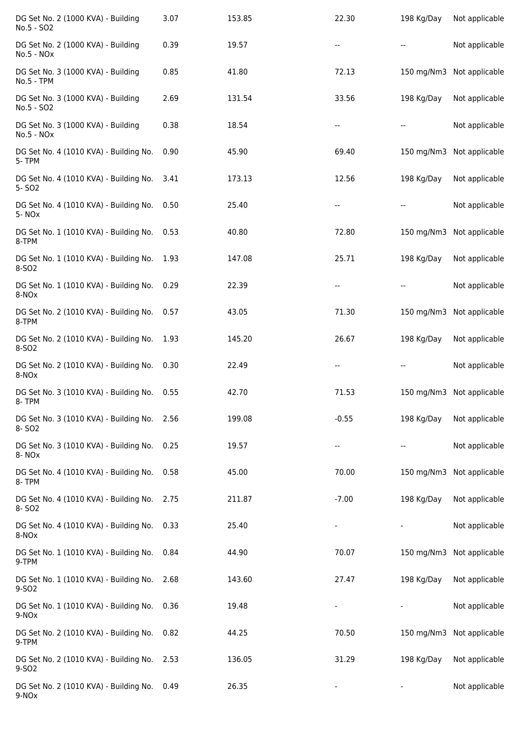| | | | | | |
|---|---|---|---|---|---|
| DG Set No. 2 (1000 KVA) - Building No.5 - $SO_2$ | 3.07 | 153.85 | 22.30 | 198 Kg/Day | Not applicable |
| DG Set No. 2 (1000 KVA) - Building No.5 - $NO_x$ | 0.39 | 19.57 | -- | -- | Not applicable |
| DG Set No. 3 (1000 KVA) - Building No.5 - TPM | 0.85 | 41.80 | 72.13 | 150 mg/Nm3 | Not applicable |
| DG Set No. 3 (1000 KVA) - Building No.5 - $SO_2$ | 2.69 | 131.54 | 33.56 | 198 Kg/Day | Not applicable |
| DG Set No. 3 (1000 KVA) - Building No.5 - $NO_x$ | 0.38 | 18.54 | -- | -- | Not applicable |
| DG Set No. 4 (1010 KVA) - Building No. 5- TPM | 0.90 | 45.90 | 69.40 | 150 mg/Nm3 | Not applicable |
| DG Set No. 4 (1010 KVA) - Building No. 5- $SO_2$ | 3.41 | 173.13 | 12.56 | 198 Kg/Day | Not applicable |
| DG Set No. 4 (1010 KVA) - Building No. 5- $NO_x$ | 0.50 | 25.40 | -- | -- | Not applicable |
| DG Set No. 1 (1010 KVA) - Building No. 8-TPM | 0.53 | 40.80 | 72.80 | 150 mg/Nm3 | Not applicable |
| DG Set No. 1 (1010 KVA) - Building No. 8-$SO_2$ | 1.93 | 147.08 | 25.71 | 198 Kg/Day | Not applicable |
| DG Set No. 1 (1010 KVA) - Building No. 8-$NO_x$ | 0.29 | 22.39 | -- | -- | Not applicable |
| DG Set No. 2 (1010 KVA) - Building No. 8-TPM | 0.57 | 43.05 | 71.30 | 150 mg/Nm3 | Not applicable |
| DG Set No. 2 (1010 KVA) - Building No. 8-$SO_2$ | 1.93 | 145.20 | 26.67 | 198 Kg/Day | Not applicable |
| DG Set No. 2 (1010 KVA) - Building No. 8-$NO_x$ | 0.30 | 22.49 | -- | -- | Not applicable |
| DG Set No. 3 (1010 KVA) - Building No. 8- TPM | 0.55 | 42.70 | 71.53 | 150 mg/Nm3 | Not applicable |
| DG Set No. 3 (1010 KVA) - Building No. 8- $SO_2$ | 2.56 | 199.08 | -0.55 | 198 Kg/Day | Not applicable |
| DG Set No. 3 (1010 KVA) - Building No. 8- $NO_x$ | 0.25 | 19.57 | -- | -- | Not applicable |
| DG Set No. 4 (1010 KVA) - Building No. 8- TPM | 0.58 | 45.00 | 70.00 | 150 mg/Nm3 | Not applicable |
| DG Set No. 4 (1010 KVA) - Building No. 8- $SO_2$ | 2.75 | 211.87 | -7.00 | 198 Kg/Day | Not applicable |
| DG Set No. 4 (1010 KVA) - Building No. 8-$NO_x$ | 0.33 | 25.40 | - | - | Not applicable |
| DG Set No. 1 (1010 KVA) - Building No. 9-TPM | 0.84 | 44.90 | 70.07 | 150 mg/Nm3 | Not applicable |
| DG Set No. 1 (1010 KVA) - Building No. 9-$SO_2$ | 2.68 | 143.60 | 27.47 | 198 Kg/Day | Not applicable |
| DG Set No. 1 (1010 KVA) - Building No. 9-$NO_x$ | 0.36 | 19.48 | - | - | Not applicable |
| DG Set No. 2 (1010 KVA) - Building No. 9-TPM | 0.82 | 44.25 | 70.50 | 150 mg/Nm3 | Not applicable |
| DG Set No. 2 (1010 KVA) - Building No. 9-$SO_2$ | 2.53 | 136.05 | 31.29 | 198 Kg/Day | Not applicable |
| DG Set No. 2 (1010 KVA) - Building No. 9-$NO_x$ | 0.49 | 26.35 | - | - | Not applicable |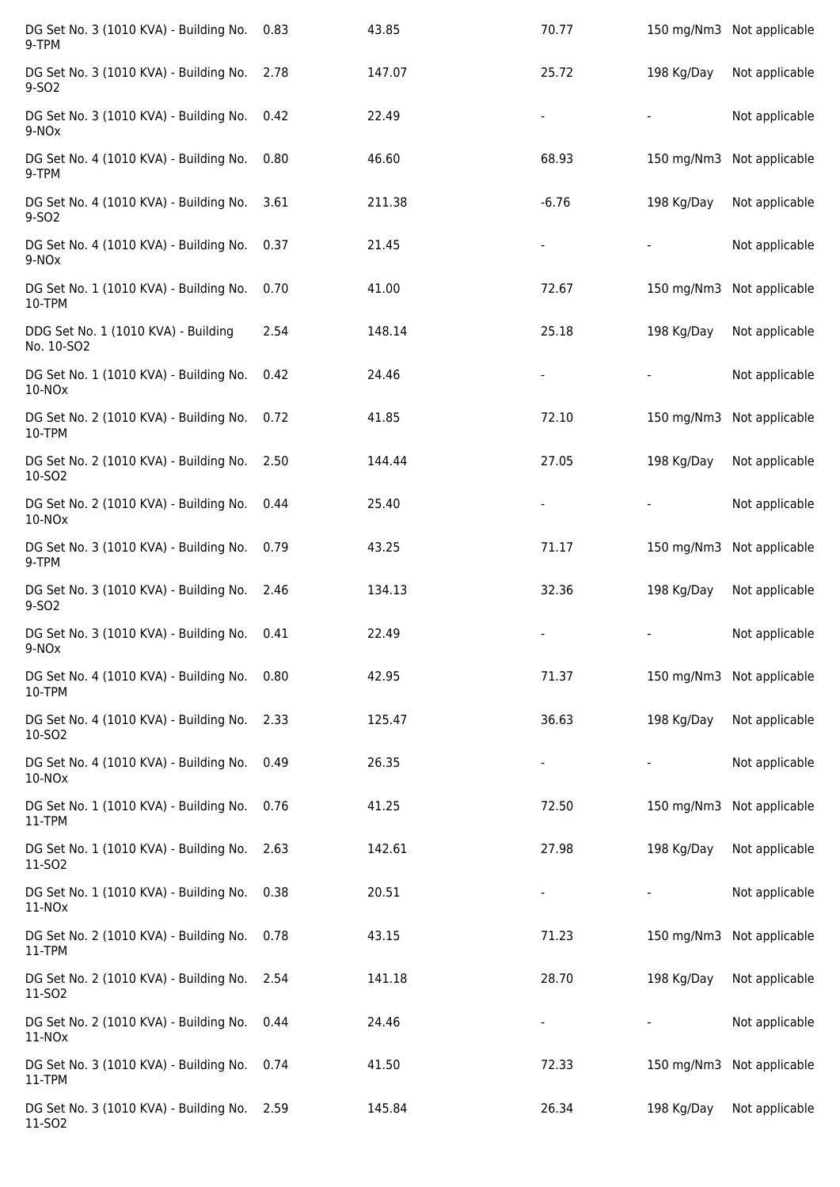| | | | | | |
|---|---|---|---|---|---|
| DG Set No. 3 (1010 KVA) - Building No. 9-TPM | 0.83 | 43.85 | 70.77 | 150 mg/Nm3 | Not applicable |
| DG Set No. 3 (1010 KVA) - Building No. 9-SO2 | 2.78 | 147.07 | 25.72 | 198 Kg/Day | Not applicable |
| DG Set No. 3 (1010 KVA) - Building No. 9-NOx | 0.42 | 22.49 | - | - | Not applicable |
| DG Set No. 4 (1010 KVA) - Building No. 9-TPM | 0.80 | 46.60 | 68.93 | 150 mg/Nm3 | Not applicable |
| DG Set No. 4 (1010 KVA) - Building No. 9-SO2 | 3.61 | 211.38 | -6.76 | 198 Kg/Day | Not applicable |
| DG Set No. 4 (1010 KVA) - Building No. 9-NOx | 0.37 | 21.45 | - | - | Not applicable |
| DG Set No. 1 (1010 KVA) - Building No. 10-TPM | 0.70 | 41.00 | 72.67 | 150 mg/Nm3 | Not applicable |
| DDG Set No. 1 (1010 KVA) - Building No. 10-SO2 | 2.54 | 148.14 | 25.18 | 198 Kg/Day | Not applicable |
| DG Set No. 1 (1010 KVA) - Building No. 10-NOx | 0.42 | 24.46 | - | - | Not applicable |
| DG Set No. 2 (1010 KVA) - Building No. 10-TPM | 0.72 | 41.85 | 72.10 | 150 mg/Nm3 | Not applicable |
| DG Set No. 2 (1010 KVA) - Building No. 10-SO2 | 2.50 | 144.44 | 27.05 | 198 Kg/Day | Not applicable |
| DG Set No. 2 (1010 KVA) - Building No. 10-NOx | 0.44 | 25.40 | - | - | Not applicable |
| DG Set No. 3 (1010 KVA) - Building No. 9-TPM | 0.79 | 43.25 | 71.17 | 150 mg/Nm3 | Not applicable |
| DG Set No. 3 (1010 KVA) - Building No. 9-SO2 | 2.46 | 134.13 | 32.36 | 198 Kg/Day | Not applicable |
| DG Set No. 3 (1010 KVA) - Building No. 9-NOx | 0.41 | 22.49 | - | - | Not applicable |
| DG Set No. 4 (1010 KVA) - Building No. 10-TPM | 0.80 | 42.95 | 71.37 | 150 mg/Nm3 | Not applicable |
| DG Set No. 4 (1010 KVA) - Building No. 10-SO2 | 2.33 | 125.47 | 36.63 | 198 Kg/Day | Not applicable |
| DG Set No. 4 (1010 KVA) - Building No. 10-NOx | 0.49 | 26.35 | - | - | Not applicable |
| DG Set No. 1 (1010 KVA) - Building No. 11-TPM | 0.76 | 41.25 | 72.50 | 150 mg/Nm3 | Not applicable |
| DG Set No. 1 (1010 KVA) - Building No. 11-SO2 | 2.63 | 142.61 | 27.98 | 198 Kg/Day | Not applicable |
| DG Set No. 1 (1010 KVA) - Building No. 11-NOx | 0.38 | 20.51 | - | - | Not applicable |
| DG Set No. 2 (1010 KVA) - Building No. 11-TPM | 0.78 | 43.15 | 71.23 | 150 mg/Nm3 | Not applicable |
| DG Set No. 2 (1010 KVA) - Building No. 11-SO2 | 2.54 | 141.18 | 28.70 | 198 Kg/Day | Not applicable |
| DG Set No. 2 (1010 KVA) - Building No. 11-NOx | 0.44 | 24.46 | - | - | Not applicable |
| DG Set No. 3 (1010 KVA) - Building No. 11-TPM | 0.74 | 41.50 | 72.33 | 150 mg/Nm3 | Not applicable |
| DG Set No. 3 (1010 KVA) - Building No. 11-SO2 | 2.59 | 145.84 | 26.34 | 198 Kg/Day | Not applicable |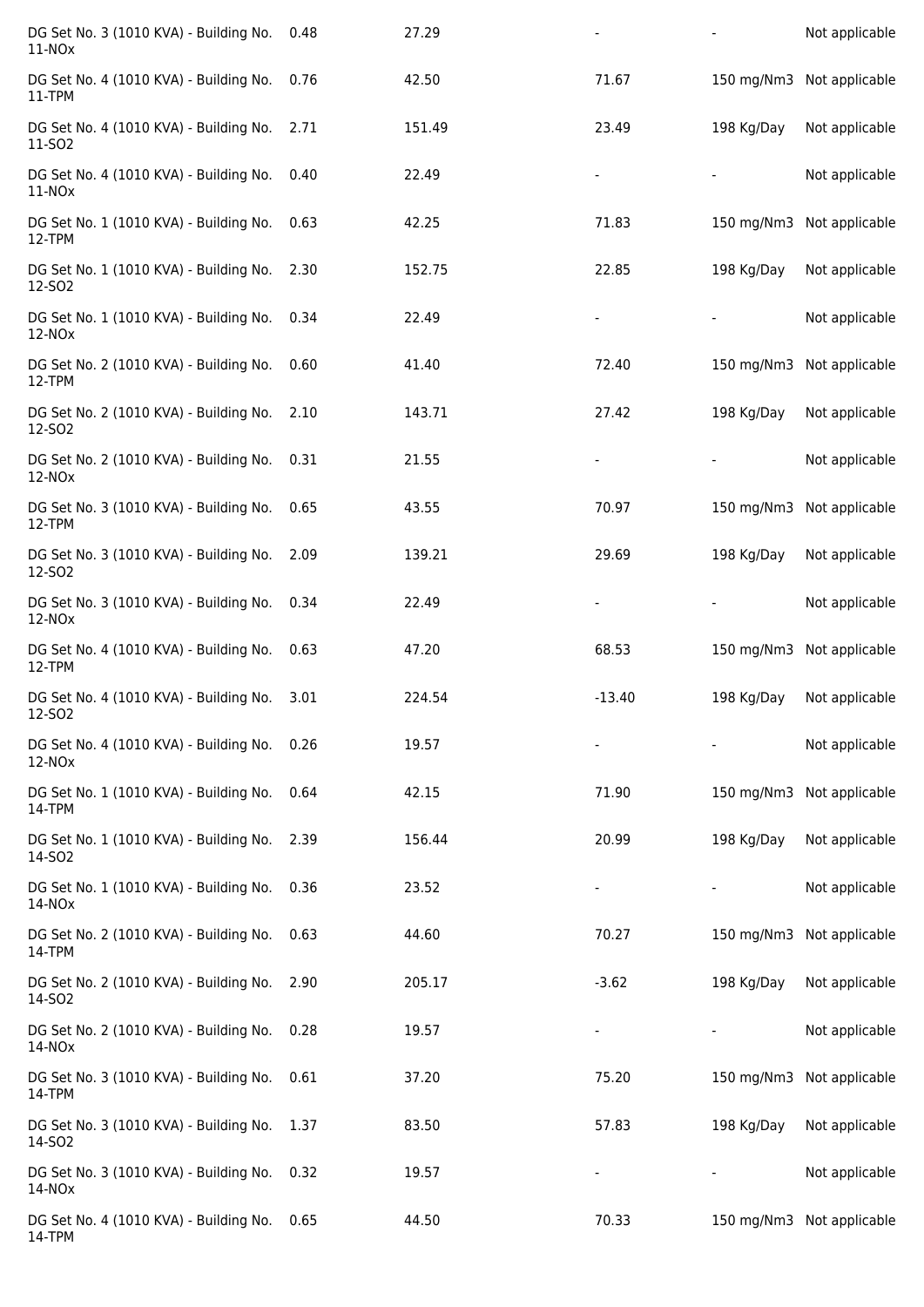| | | | | | |
|---|---|---|---|---|---|
| DG Set No. 3 (1010 KVA) - Building No. 11-NOx | 0.48 | 27.29 | - | - | Not applicable |
| DG Set No. 4 (1010 KVA) - Building No. 11-TPM | 0.76 | 42.50 | 71.67 | 150 mg/Nm3 | Not applicable |
| DG Set No. 4 (1010 KVA) - Building No. 11-SO2 | 2.71 | 151.49 | 23.49 | 198 Kg/Day | Not applicable |
| DG Set No. 4 (1010 KVA) - Building No. 11-NOx | 0.40 | 22.49 | - | - | Not applicable |
| DG Set No. 1 (1010 KVA) - Building No. 12-TPM | 0.63 | 42.25 | 71.83 | 150 mg/Nm3 | Not applicable |
| DG Set No. 1 (1010 KVA) - Building No. 12-SO2 | 2.30 | 152.75 | 22.85 | 198 Kg/Day | Not applicable |
| DG Set No. 1 (1010 KVA) - Building No. 12-NOx | 0.34 | 22.49 | - | - | Not applicable |
| DG Set No. 2 (1010 KVA) - Building No. 12-TPM | 0.60 | 41.40 | 72.40 | 150 mg/Nm3 | Not applicable |
| DG Set No. 2 (1010 KVA) - Building No. 12-SO2 | 2.10 | 143.71 | 27.42 | 198 Kg/Day | Not applicable |
| DG Set No. 2 (1010 KVA) - Building No. 12-NOx | 0.31 | 21.55 | - | - | Not applicable |
| DG Set No. 3 (1010 KVA) - Building No. 12-TPM | 0.65 | 43.55 | 70.97 | 150 mg/Nm3 | Not applicable |
| DG Set No. 3 (1010 KVA) - Building No. 12-SO2 | 2.09 | 139.21 | 29.69 | 198 Kg/Day | Not applicable |
| DG Set No. 3 (1010 KVA) - Building No. 12-NOx | 0.34 | 22.49 | - | - | Not applicable |
| DG Set No. 4 (1010 KVA) - Building No. 12-TPM | 0.63 | 47.20 | 68.53 | 150 mg/Nm3 | Not applicable |
| DG Set No. 4 (1010 KVA) - Building No. 12-SO2 | 3.01 | 224.54 | -13.40 | 198 Kg/Day | Not applicable |
| DG Set No. 4 (1010 KVA) - Building No. 12-NOx | 0.26 | 19.57 | - | - | Not applicable |
| DG Set No. 1 (1010 KVA) - Building No. 14-TPM | 0.64 | 42.15 | 71.90 | 150 mg/Nm3 | Not applicable |
| DG Set No. 1 (1010 KVA) - Building No. 14-SO2 | 2.39 | 156.44 | 20.99 | 198 Kg/Day | Not applicable |
| DG Set No. 1 (1010 KVA) - Building No. 14-NOx | 0.36 | 23.52 | - | - | Not applicable |
| DG Set No. 2 (1010 KVA) - Building No. 14-TPM | 0.63 | 44.60 | 70.27 | 150 mg/Nm3 | Not applicable |
| DG Set No. 2 (1010 KVA) - Building No. 14-SO2 | 2.90 | 205.17 | -3.62 | 198 Kg/Day | Not applicable |
| DG Set No. 2 (1010 KVA) - Building No. 14-NOx | 0.28 | 19.57 | - | - | Not applicable |
| DG Set No. 3 (1010 KVA) - Building No. 14-TPM | 0.61 | 37.20 | 75.20 | 150 mg/Nm3 | Not applicable |
| DG Set No. 3 (1010 KVA) - Building No. 14-SO2 | 1.37 | 83.50 | 57.83 | 198 Kg/Day | Not applicable |
| DG Set No. 3 (1010 KVA) - Building No. 14-NOx | 0.32 | 19.57 | - | - | Not applicable |
| DG Set No. 4 (1010 KVA) - Building No. 14-TPM | 0.65 | 44.50 | 70.33 | 150 mg/Nm3 | Not applicable |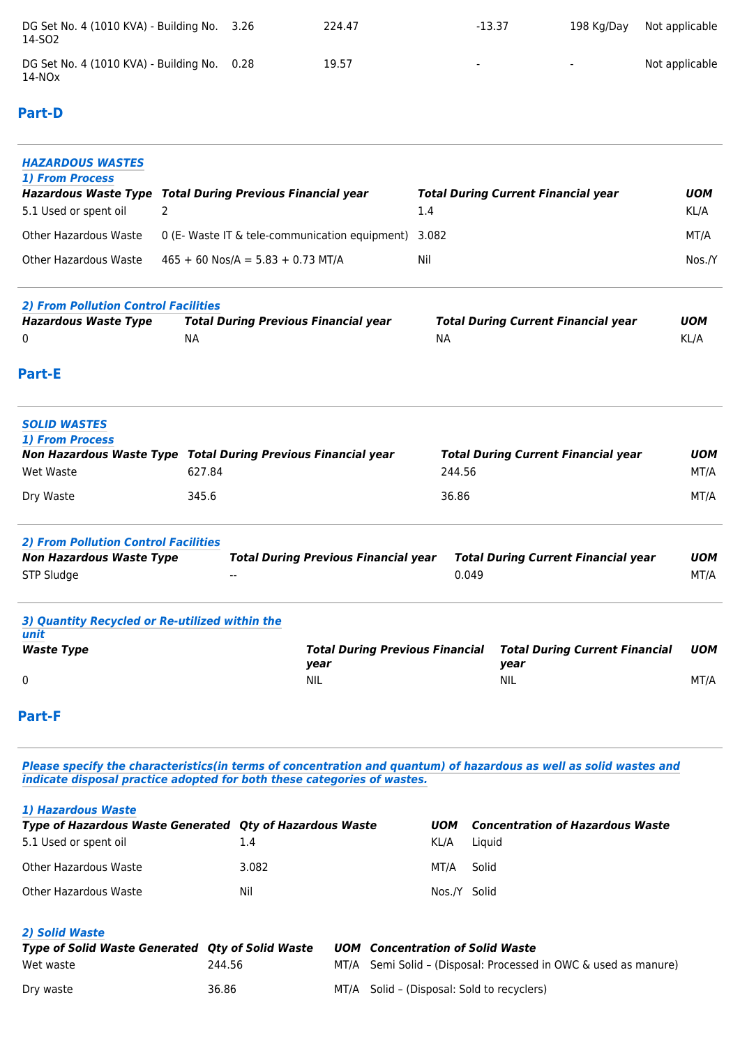| DG Set No. 4 (1010 KVA) - Building No. 14-SO2 | 3.26 | 224.47 | -13.37 | 198 Kg/Day | Not applicable |
|---|---|---|---|---|---|
| DG Set No. 4 (1010 KVA) - Building No. 14-NOx | 0.28 | 19.57 | - | - | Not applicable |

## Part-D

### HAZARDOUS WASTES

#### 1) From Process

| ***Hazardous Waste Type*** | ***Total During Previous Financial year*** | ***Total During Current Financial year*** | ***UOM*** |
|---|---|---|---|
| 5.1 Used or spent oil | 2 | 1.4 | KL/A |
| Other Hazardous Waste | 0 (E- Waste IT & tele-communication equipment) | 3.082 | MT/A |
| Other Hazardous Waste | 465 + 60 Nos/A = 5.83 + 0.73 MT/A | Nil | Nos./Y |

#### 2) From Pollution Control Facilities

| ***Hazardous Waste Type*** | ***Total During Previous Financial year*** | ***Total During Current Financial year*** | ***UOM*** |
|---|---|---|---|
| 0 | NA | NA | KL/A |

## Part-E

### SOLID WASTES

#### 1) From Process

| ***Non Hazardous Waste Type*** | ***Total During Previous Financial year*** | ***Total During Current Financial year*** | ***UOM*** |
|---|---|---|---|
| Wet Waste | 627.84 | 244.56 | MT/A |
| Dry Waste | 345.6 | 36.86 | MT/A |

#### 2) From Pollution Control Facilities

| ***Non Hazardous Waste Type*** | ***Total During Previous Financial year*** | ***Total During Current Financial year*** | ***UOM*** |
|---|---|---|---|
| STP Sludge | -- | 0.049 | MT/A |

#### 3) Quantity Recycled or Re-utilized within the unit

| ***Waste Type*** | ***Total During Previous Financial year*** | ***Total During Current Financial year*** | ***UOM*** |
|---|---|---|---|
| 0 | NIL | NIL | MT/A |

## Part-F

***Please specify the characteristics(in terms of concentration and quantum) of hazardous as well as solid wastes and indicate disposal practice adopted for both these categories of wastes.***

#### 1) Hazardous Waste

| ***Type of Hazardous Waste Generated*** | ***Qty of Hazardous Waste*** | ***UOM*** | ***Concentration of Hazardous Waste*** |
|---|---|---|---|
| 5.1 Used or spent oil | 1.4 | KL/A | Liquid |
| Other Hazardous Waste | 3.082 | MT/A | Solid |
| Other Hazardous Waste | Nil | Nos./Y | Solid |

#### 2) Solid Waste

| ***Type of Solid Waste Generated*** | ***Qty of Solid Waste*** | ***UOM*** | ***Concentration of Solid Waste*** |
|---|---|---|---|
| Wet waste | 244.56 | MT/A | Semi Solid – (Disposal: Processed in OWC & used as manure) |
| Dry waste | 36.86 | MT/A | Solid – (Disposal: Sold to recyclers) |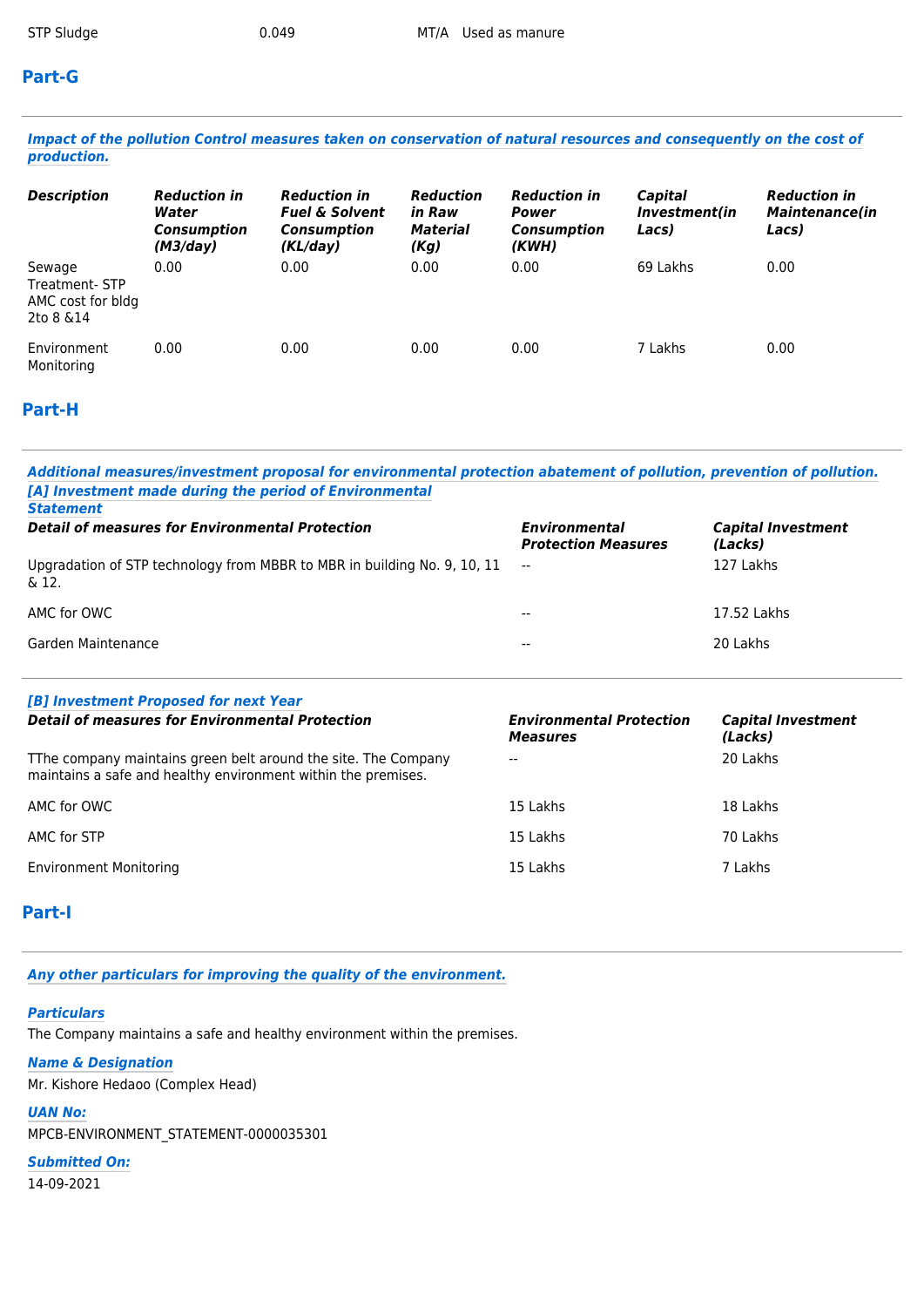| | | | |
|---|---|---|---|
| STP Sludge | 0.049 | MT/A | Used as manure |

## Part-G

***Impact of the pollution Control measures taken on conservation of natural resources and consequently on the cost of production.***

| *Description* | *Reduction in Water Consumption (M3/day)* | *Reduction in Fuel & Solvent Consumption (KL/day)* | *Reduction in Raw Material (Kg)* | *Reduction in Power Consumption (KWH)* | *Capital Investment(in Lacs)* | *Reduction in Maintenance(in Lacs)* |
|---|---|---|---|---|---|---|
| Sewage Treatment- STP AMC cost for bldg 2to 8 &14 | 0.00 | 0.00 | 0.00 | 0.00 | 69 Lakhs | 0.00 |
| Environment Monitoring | 0.00 | 0.00 | 0.00 | 0.00 | 7 Lakhs | 0.00 |

## Part-H

***Additional measures/investment proposal for environmental protection abatement of pollution, prevention of pollution.***

***[A] Investment made during the period of Environmental Statement***

| *Detail of measures for Environmental Protection* | *Environmental Protection Measures* | *Capital Investment (Lacks)* |
|---|---|---|
| Upgradation of STP technology from MBBR to MBR in building No. 9, 10, 11 & 12. | -- | 127 Lakhs |
| AMC for OWC | -- | 17.52 Lakhs |
| Garden Maintenance | -- | 20 Lakhs |

***[B] Investment Proposed for next Year***

| *Detail of measures for Environmental Protection* | *Environmental Protection Measures* | *Capital Investment (Lacks)* |
|---|---|---|
| TThe company maintains green belt around the site. The Company maintains a safe and healthy environment within the premises. | -- | 20 Lakhs |
| AMC for OWC | 15 Lakhs | 18 Lakhs |
| AMC for STP | 15 Lakhs | 70 Lakhs |
| Environment Monitoring | 15 Lakhs | 7 Lakhs |

## Part-I

***Any other particulars for improving the quality of the environment.***

***Particulars***

The Company maintains a safe and healthy environment within the premises.

***Name & Designation***

Mr. Kishore Hedaoo (Complex Head)

***UAN No:***

MPCB-ENVIRONMENT_STATEMENT-0000035301

***Submitted On:***

14-09-2021